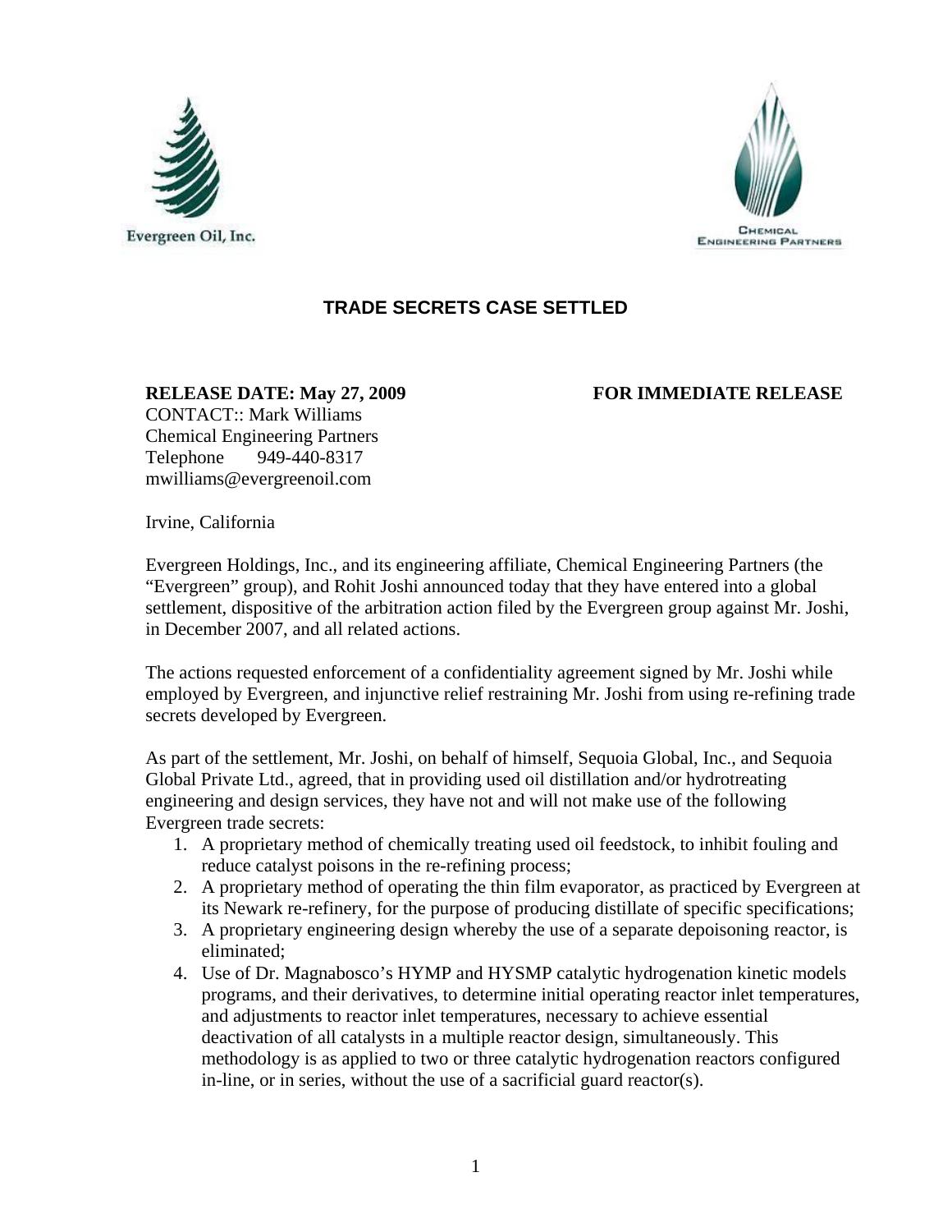Evergreen Oil, Inc.

CHEMICAL ENGINEERING PARTNERS

## TRADE SECRETS CASE SETTLED

**RELEASE DATE: May 27, 2009** **FOR IMMEDIATE RELEASE**

CONTACT:: Mark Williams
Chemical Engineering Partners
Telephone 949-440-8317
mwilliams@evergreenoil.com

Irvine, California

Evergreen Holdings, Inc., and its engineering affiliate, Chemical Engineering Partners (the "Evergreen" group), and Rohit Joshi announced today that they have entered into a global settlement, dispositive of the arbitration action filed by the Evergreen group against Mr. Joshi, in December 2007, and all related actions.

The actions requested enforcement of a confidentiality agreement signed by Mr. Joshi while employed by Evergreen, and injunctive relief restraining Mr. Joshi from using re-refining trade secrets developed by Evergreen.

As part of the settlement, Mr. Joshi, on behalf of himself, Sequoia Global, Inc., and Sequoia Global Private Ltd., agreed, that in providing used oil distillation and/or hydrotreating engineering and design services, they have not and will not make use of the following Evergreen trade secrets:

1. A proprietary method of chemically treating used oil feedstock, to inhibit fouling and reduce catalyst poisons in the re-refining process;
2. A proprietary method of operating the thin film evaporator, as practiced by Evergreen at its Newark re-refinery, for the purpose of producing distillate of specific specifications;
3. A proprietary engineering design whereby the use of a separate depoisoning reactor, is eliminated;
4. Use of Dr. Magnabosco's HYMP and HYSMP catalytic hydrogenation kinetic models programs, and their derivatives, to determine initial operating reactor inlet temperatures, and adjustments to reactor inlet temperatures, necessary to achieve essential deactivation of all catalysts in a multiple reactor design, simultaneously. This methodology is as applied to two or three catalytic hydrogenation reactors configured in-line, or in series, without the use of a sacrificial guard reactor(s).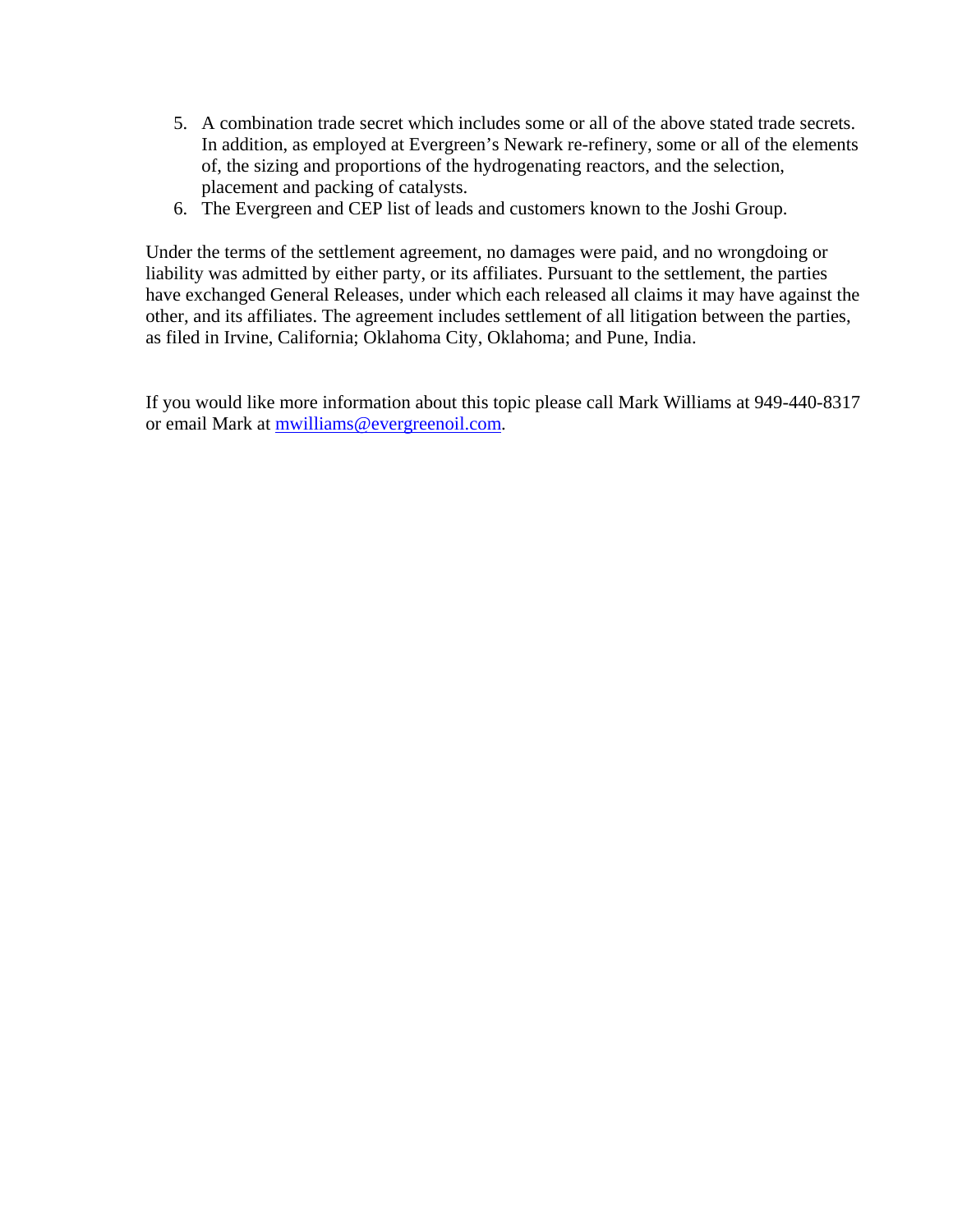5. A combination trade secret which includes some or all of the above stated trade secrets. In addition, as employed at Evergreen's Newark re-refinery, some or all of the elements of, the sizing and proportions of the hydrogenating reactors, and the selection, placement and packing of catalysts.
6. The Evergreen and CEP list of leads and customers known to the Joshi Group.

Under the terms of the settlement agreement, no damages were paid, and no wrongdoing or liability was admitted by either party, or its affiliates. Pursuant to the settlement, the parties have exchanged General Releases, under which each released all claims it may have against the other, and its affiliates. The agreement includes settlement of all litigation between the parties, as filed in Irvine, California; Oklahoma City, Oklahoma; and Pune, India.

If you would like more information about this topic please call Mark Williams at 949-440-8317 or email Mark at [mwilliams@evergreenoil.com](mailto:mwilliams@evergreenoil.com).